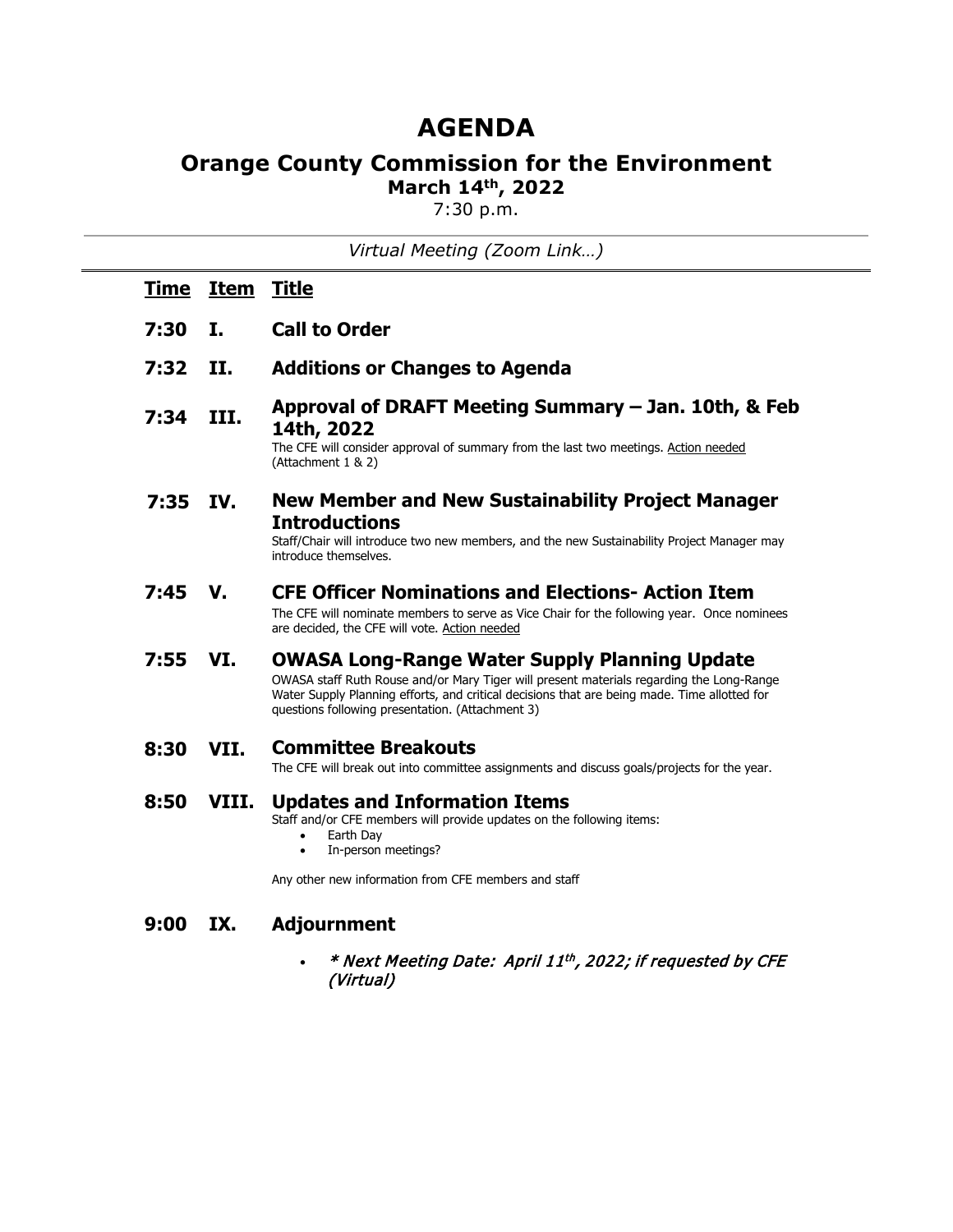# AGENDA

## Orange County Commission for the Environment

**March 14th, 2022**

7:30 p.m.

*Virtual Meeting (Zoom Link…)*

| Time | Item | Title |
|---|---|---|
| 7:30 | I. | **Call to Order** |
| 7:32 | II. | **Additions or Changes to Agenda** |
| 7:34 | III. | **Approval of DRAFT Meeting Summary – Jan. 10th, & Feb 14th, 2022** The CFE will consider approval of summary from the last two meetings. Action needed (Attachment 1 & 2) |
| 7:35 | IV. | **New Member and New Sustainability Project Manager Introductions** Staff/Chair will introduce two new members, and the new Sustainability Project Manager may introduce themselves. |
| 7:45 | V. | **CFE Officer Nominations and Elections- Action Item** The CFE will nominate members to serve as Vice Chair for the following year. Once nominees are decided, the CFE will vote. Action needed |
| 7:55 | VI. | **OWASA Long-Range Water Supply Planning Update** OWASA staff Ruth Rouse and/or Mary Tiger will present materials regarding the Long-Range Water Supply Planning efforts, and critical decisions that are being made. Time allotted for questions following presentation. (Attachment 3) |
| 8:30 | VII. | **Committee Breakouts** The CFE will break out into committee assignments and discuss goals/projects for the year. |
| 8:50 | VIII. | **Updates and Information Items** Staff and/or CFE members will provide updates on the following items: • Earth Day • In-person meetings? Any other new information from CFE members and staff |
| 9:00 | IX. | **Adjournment** • *\* Next Meeting Date: April 11th, 2022; if requested by CFE (Virtual)* |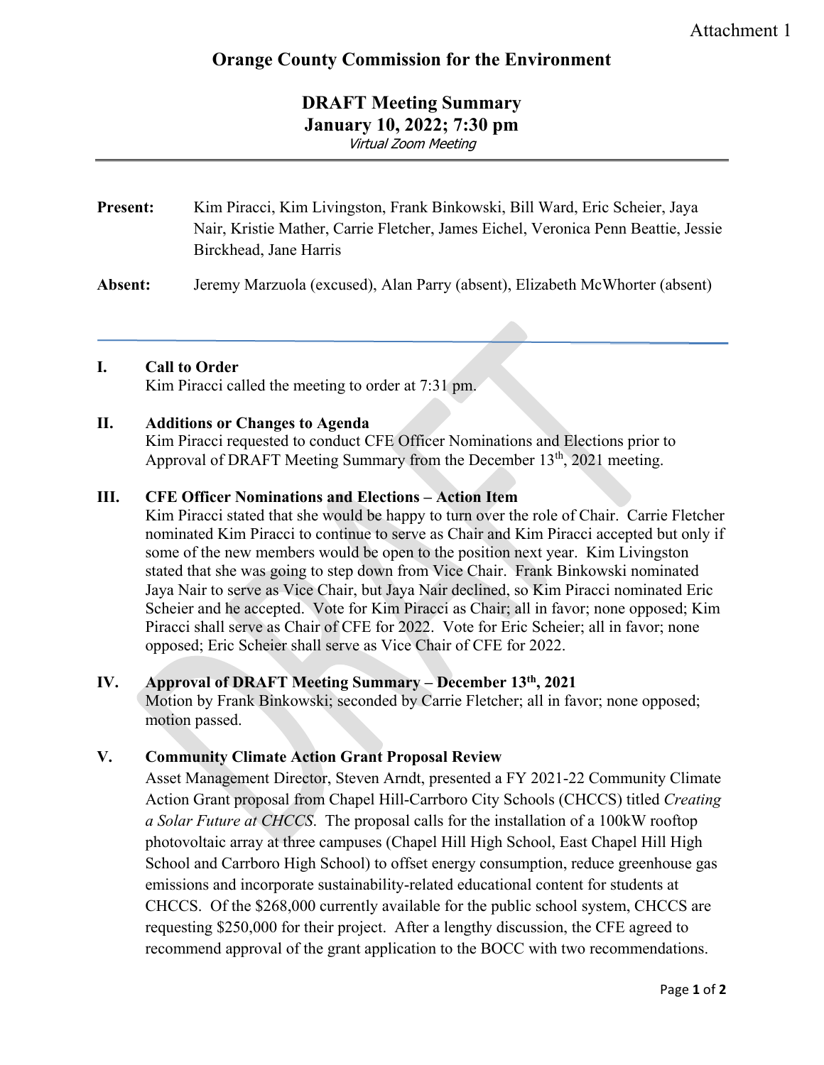Attachment 1

# Orange County Commission for the Environment

## DRAFT Meeting Summary
## January 10, 2022; 7:30 pm
*Virtual Zoom Meeting*

**Present:** Kim Piracci, Kim Livingston, Frank Binkowski, Bill Ward, Eric Scheier, Jaya Nair, Kristie Mather, Carrie Fletcher, James Eichel, Veronica Penn Beattie, Jessie Birckhead, Jane Harris

**Absent:** Jeremy Marzuola (excused), Alan Parry (absent), Elizabeth McWhorter (absent)

---

### I. Call to Order

Kim Piracci called the meeting to order at 7:31 pm.

### II. Additions or Changes to Agenda

Kim Piracci requested to conduct CFE Officer Nominations and Elections prior to Approval of DRAFT Meeting Summary from the December 13th, 2021 meeting.

### III. CFE Officer Nominations and Elections – Action Item

Kim Piracci stated that she would be happy to turn over the role of Chair. Carrie Fletcher nominated Kim Piracci to continue to serve as Chair and Kim Piracci accepted but only if some of the new members would be open to the position next year. Kim Livingston stated that she was going to step down from Vice Chair. Frank Binkowski nominated Jaya Nair to serve as Vice Chair, but Jaya Nair declined, so Kim Piracci nominated Eric Scheier and he accepted. Vote for Kim Piracci as Chair; all in favor; none opposed; Kim Piracci shall serve as Chair of CFE for 2022. Vote for Eric Scheier; all in favor; none opposed; Eric Scheier shall serve as Vice Chair of CFE for 2022.

### IV. Approval of DRAFT Meeting Summary – December 13th, 2021

Motion by Frank Binkowski; seconded by Carrie Fletcher; all in favor; none opposed; motion passed.

### V. Community Climate Action Grant Proposal Review

Asset Management Director, Steven Arndt, presented a FY 2021-22 Community Climate Action Grant proposal from Chapel Hill-Carrboro City Schools (CHCCS) titled *Creating a Solar Future at CHCCS*. The proposal calls for the installation of a 100kW rooftop photovoltaic array at three campuses (Chapel Hill High School, East Chapel Hill High School and Carrboro High School) to offset energy consumption, reduce greenhouse gas emissions and incorporate sustainability-related educational content for students at CHCCS. Of the $268,000 currently available for the public school system, CHCCS are requesting $250,000 for their project. After a lengthy discussion, the CFE agreed to recommend approval of the grant application to the BOCC with two recommendations.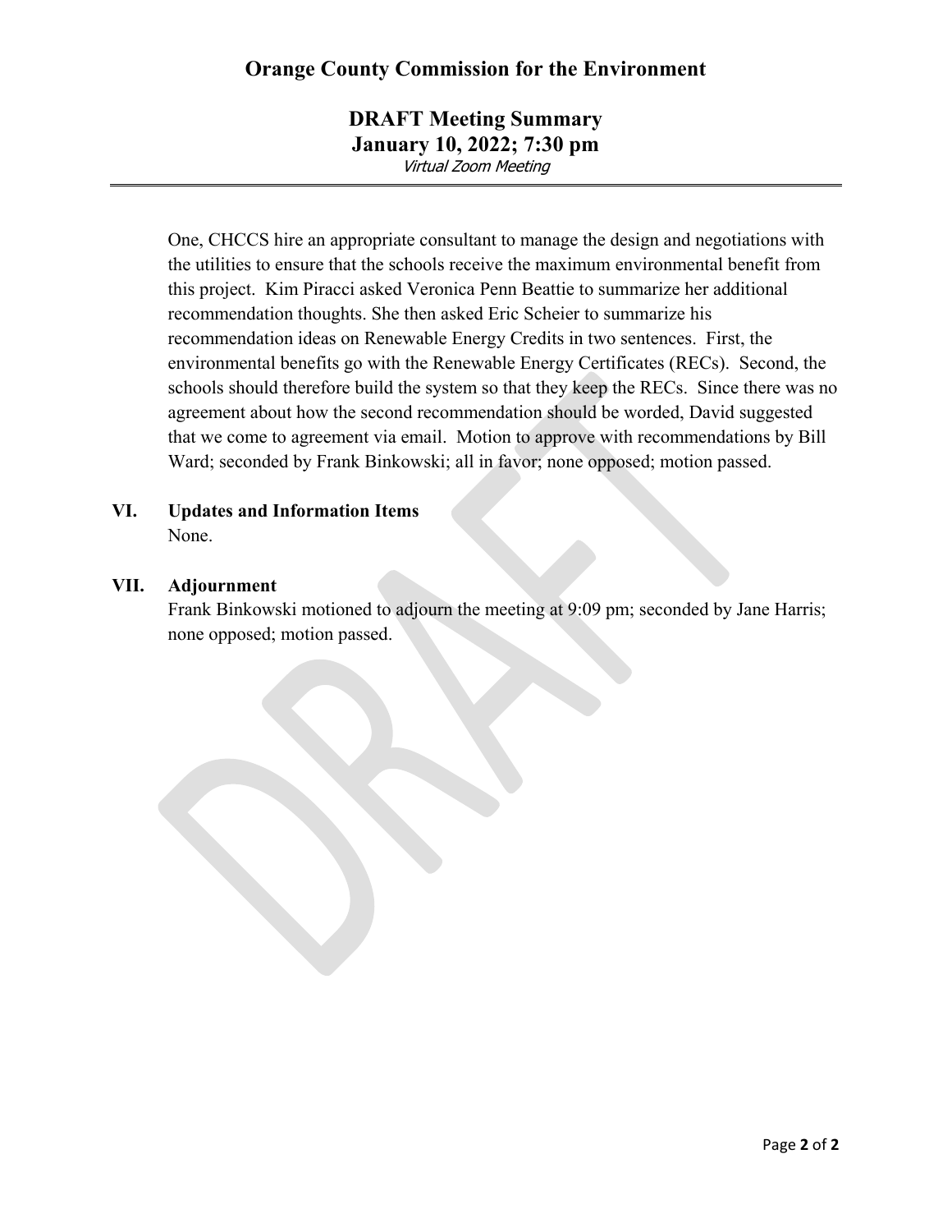# Orange County Commission for the Environment

## DRAFT Meeting Summary
## January 10, 2022; 7:30 pm
*Virtual Zoom Meeting*

One, CHCCS hire an appropriate consultant to manage the design and negotiations with the utilities to ensure that the schools receive the maximum environmental benefit from this project. Kim Piracci asked Veronica Penn Beattie to summarize her additional recommendation thoughts. She then asked Eric Scheier to summarize his recommendation ideas on Renewable Energy Credits in two sentences. First, the environmental benefits go with the Renewable Energy Certificates (RECs). Second, the schools should therefore build the system so that they keep the RECs. Since there was no agreement about how the second recommendation should be worded, David suggested that we come to agreement via email. Motion to approve with recommendations by Bill Ward; seconded by Frank Binkowski; all in favor; none opposed; motion passed.

**VI. Updates and Information Items**

None.

**VII. Adjournment**

Frank Binkowski motioned to adjourn the meeting at 9:09 pm; seconded by Jane Harris; none opposed; motion passed.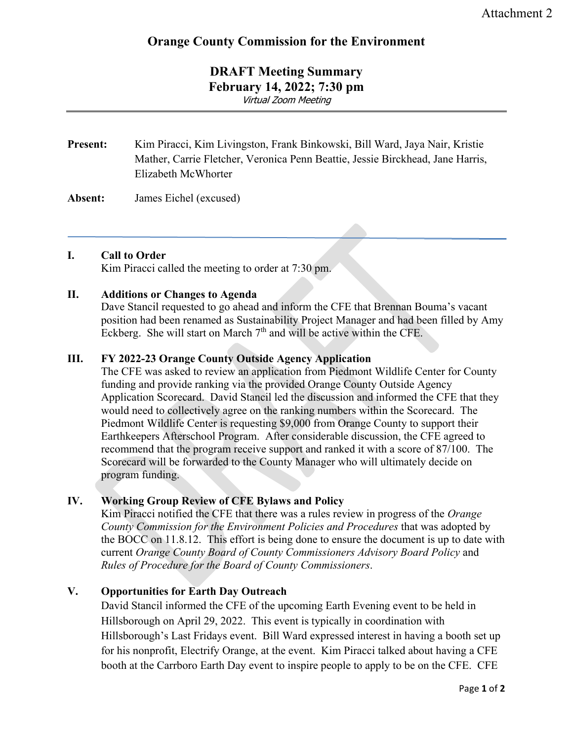Attachment 2

# Orange County Commission for the Environment

## DRAFT Meeting Summary
## February 14, 2022; 7:30 pm

*Virtual Zoom Meeting*

---

**Present:** Kim Piracci, Kim Livingston, Frank Binkowski, Bill Ward, Jaya Nair, Kristie Mather, Carrie Fletcher, Veronica Penn Beattie, Jessie Birckhead, Jane Harris, Elizabeth McWhorter

**Absent:** James Eichel (excused)

---

### I. Call to Order

Kim Piracci called the meeting to order at 7:30 pm.

### II. Additions or Changes to Agenda

Dave Stancil requested to go ahead and inform the CFE that Brennan Bouma's vacant position had been renamed as Sustainability Project Manager and had been filled by Amy Eckberg. She will start on March 7th and will be active within the CFE.

### III. FY 2022-23 Orange County Outside Agency Application

The CFE was asked to review an application from Piedmont Wildlife Center for County funding and provide ranking via the provided Orange County Outside Agency Application Scorecard. David Stancil led the discussion and informed the CFE that they would need to collectively agree on the ranking numbers within the Scorecard. The Piedmont Wildlife Center is requesting $9,000 from Orange County to support their Earthkeepers Afterschool Program. After considerable discussion, the CFE agreed to recommend that the program receive support and ranked it with a score of 87/100. The Scorecard will be forwarded to the County Manager who will ultimately decide on program funding.

### IV. Working Group Review of CFE Bylaws and Policy

Kim Piracci notified the CFE that there was a rules review in progress of the *Orange County Commission for the Environment Policies and Procedures* that was adopted by the BOCC on 11.8.12. This effort is being done to ensure the document is up to date with current *Orange County Board of County Commissioners Advisory Board Policy* and *Rules of Procedure for the Board of County Commissioners*.

### V. Opportunities for Earth Day Outreach

David Stancil informed the CFE of the upcoming Earth Evening event to be held in Hillsborough on April 29, 2022. This event is typically in coordination with Hillsborough's Last Fridays event. Bill Ward expressed interest in having a booth set up for his nonprofit, Electrify Orange, at the event. Kim Piracci talked about having a CFE booth at the Carrboro Earth Day event to inspire people to apply to be on the CFE. CFE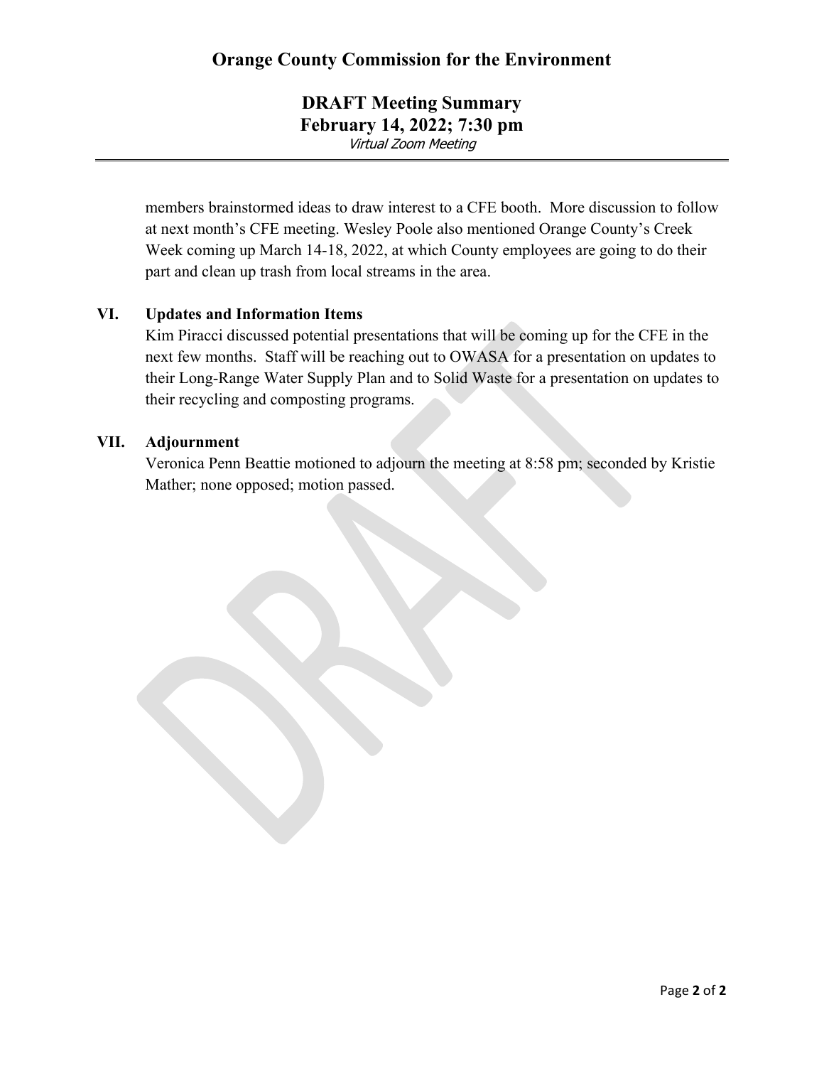members brainstormed ideas to draw interest to a CFE booth. More discussion to follow at next month's CFE meeting. Wesley Poole also mentioned Orange County's Creek Week coming up March 14-18, 2022, at which County employees are going to do their part and clean up trash from local streams in the area.

## VI. Updates and Information Items

Kim Piracci discussed potential presentations that will be coming up for the CFE in the next few months. Staff will be reaching out to OWASA for a presentation on updates to their Long-Range Water Supply Plan and to Solid Waste for a presentation on updates to their recycling and composting programs.

## VII. Adjournment

Veronica Penn Beattie motioned to adjourn the meeting at 8:58 pm; seconded by Kristie Mather; none opposed; motion passed.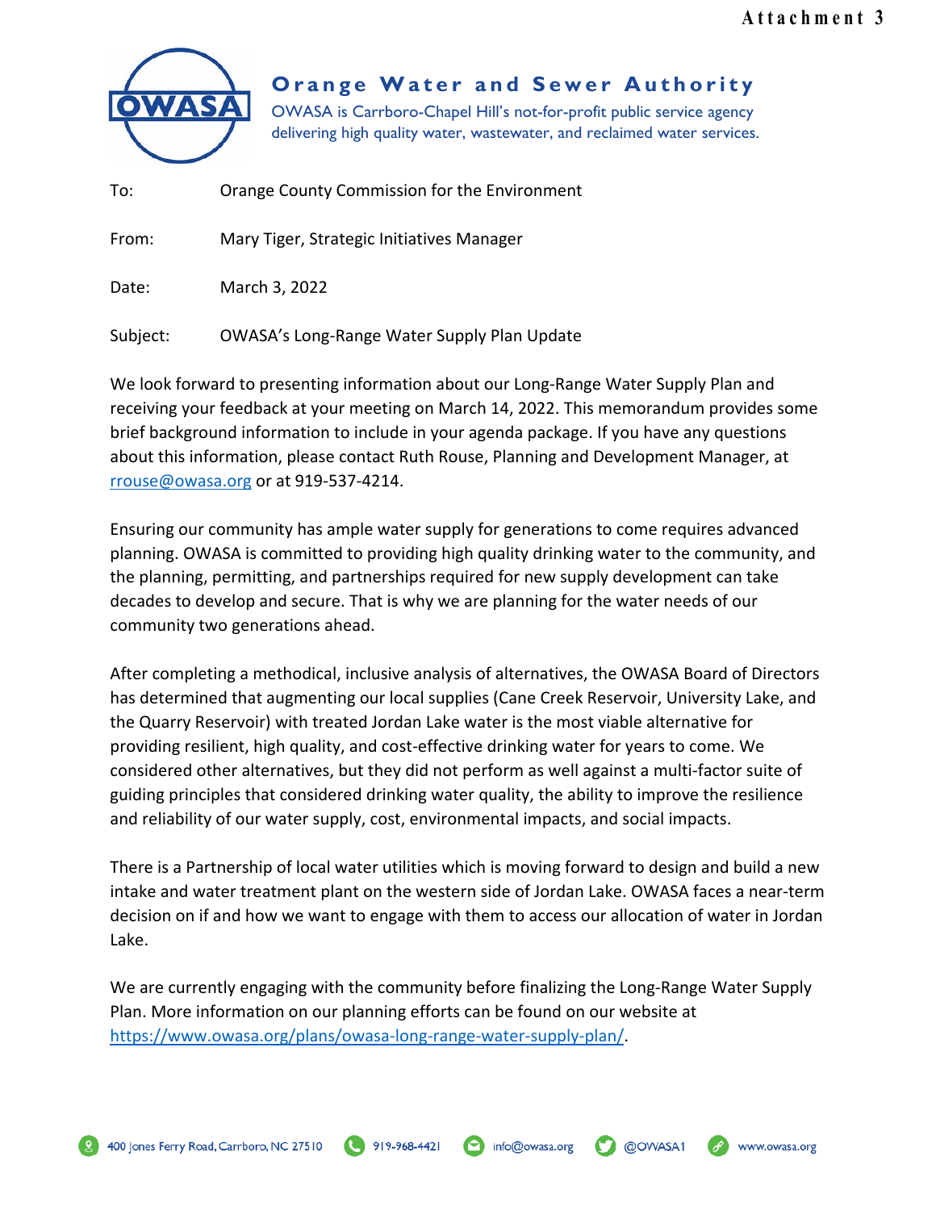Attachment 3

# Orange Water and Sewer Authority

OWASA is Carrboro-Chapel Hill's not-for-profit public service agency delivering high quality water, wastewater, and reclaimed water services.

To: Orange County Commission for the Environment

From: Mary Tiger, Strategic Initiatives Manager

Date: March 3, 2022

Subject: OWASA's Long-Range Water Supply Plan Update

We look forward to presenting information about our Long-Range Water Supply Plan and receiving your feedback at your meeting on March 14, 2022. This memorandum provides some brief background information to include in your agenda package. If you have any questions about this information, please contact Ruth Rouse, Planning and Development Manager, at rrouse@owasa.org or at 919-537-4214.

Ensuring our community has ample water supply for generations to come requires advanced planning. OWASA is committed to providing high quality drinking water to the community, and the planning, permitting, and partnerships required for new supply development can take decades to develop and secure. That is why we are planning for the water needs of our community two generations ahead.

After completing a methodical, inclusive analysis of alternatives, the OWASA Board of Directors has determined that augmenting our local supplies (Cane Creek Reservoir, University Lake, and the Quarry Reservoir) with treated Jordan Lake water is the most viable alternative for providing resilient, high quality, and cost-effective drinking water for years to come. We considered other alternatives, but they did not perform as well against a multi-factor suite of guiding principles that considered drinking water quality, the ability to improve the resilience and reliability of our water supply, cost, environmental impacts, and social impacts.

There is a Partnership of local water utilities which is moving forward to design and build a new intake and water treatment plant on the western side of Jordan Lake. OWASA faces a near-term decision on if and how we want to engage with them to access our allocation of water in Jordan Lake.

We are currently engaging with the community before finalizing the Long-Range Water Supply Plan. More information on our planning efforts can be found on our website at https://www.owasa.org/plans/owasa-long-range-water-supply-plan/.

400 Jones Ferry Road, Carrboro, NC 27510 | 919-968-4421 | info@owasa.org | @OWASA1 | www.owasa.org